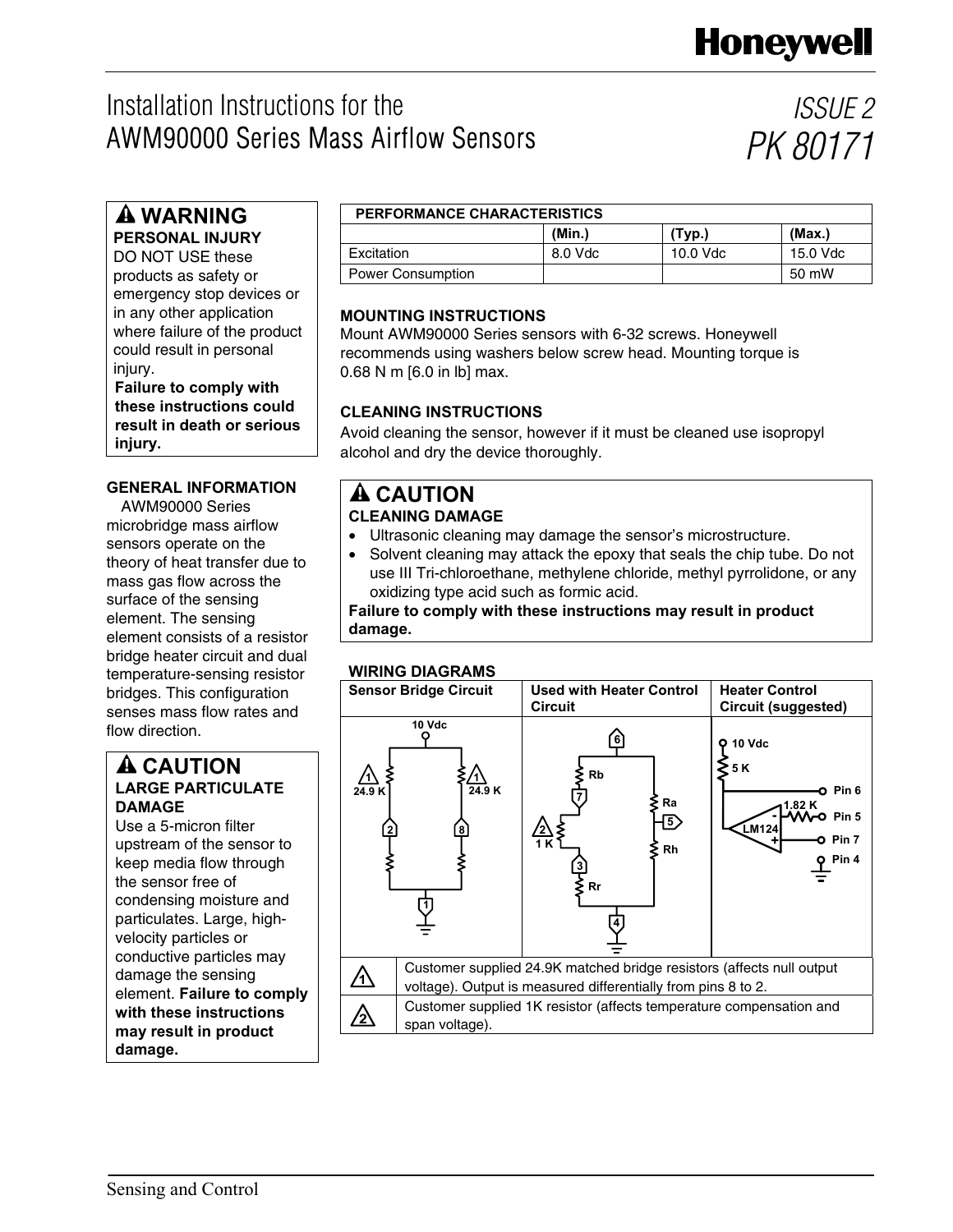Honeywell

# Installation Instructions for the AWM90000 Series Mass Airflow Sensors

ISSUE 2
PK 80171

> ⚠ **WARNING**
> **PERSONAL INJURY**
> DO NOT USE these products as safety or emergency stop devices or in any other application where failure of the product could result in personal injury.
> **Failure to comply with these instructions could result in death or serious injury.**

## GENERAL INFORMATION

AWM90000 Series microbridge mass airflow sensors operate on the theory of heat transfer due to mass gas flow across the surface of the sensing element. The sensing element consists of a resistor bridge heater circuit and dual temperature-sensing resistor bridges. This configuration senses mass flow rates and flow direction.

> ⚠ **CAUTION**
> **LARGE PARTICULATE DAMAGE**
> Use a 5-micron filter upstream of the sensor to keep media flow through the sensor free of condensing moisture and particulates. Large, high-velocity particles or conductive particles may damage the sensing element. **Failure to comply with these instructions may result in product damage.**

| PERFORMANCE CHARACTERISTICS | | | |
|---|---|---|---|
| | (Min.) | (Typ.) | (Max.) |
| Excitation | 8.0 Vdc | 10.0 Vdc | 15.0 Vdc |
| Power Consumption | | | 50 mW |

## MOUNTING INSTRUCTIONS

Mount AWM90000 Series sensors with 6-32 screws. Honeywell recommends using washers below screw head. Mounting torque is 0.68 N m [6.0 in lb] max.

## CLEANING INSTRUCTIONS

Avoid cleaning the sensor, however if it must be cleaned use isopropyl alcohol and dry the device thoroughly.

> ⚠ **CAUTION**
> **CLEANING DAMAGE**
> - Ultrasonic cleaning may damage the sensor's microstructure.
> - Solvent cleaning may attack the epoxy that seals the chip tube. Do not use III Tri-chloroethane, methylene chloride, methyl pyrrolidone, or any oxidizing type acid such as formic acid.
>
> **Failure to comply with these instructions may result in product damage.**

## WIRING DIAGRAMS

| Sensor Bridge Circuit | Used with Heater Control Circuit | Heater Control Circuit (suggested) |
|---|---|---|
| 10 Vdc; 24.9 K (1); 24.9 K (1); pins 2, 8, 1 | Pins 6, 7, 5, 3, 4; Rb, Ra, Rh, Rr; 1 K (2) | 10 Vdc; 5 K; 1.82 K; LM124; Pin 6, Pin 5, Pin 7, Pin 4 |

| | |
|---|---|
| 1 | Customer supplied 24.9K matched bridge resistors (affects null output voltage). Output is measured differentially from pins 8 to 2. |
| 2 | Customer supplied 1K resistor (affects temperature compensation and span voltage). |

Sensing and Control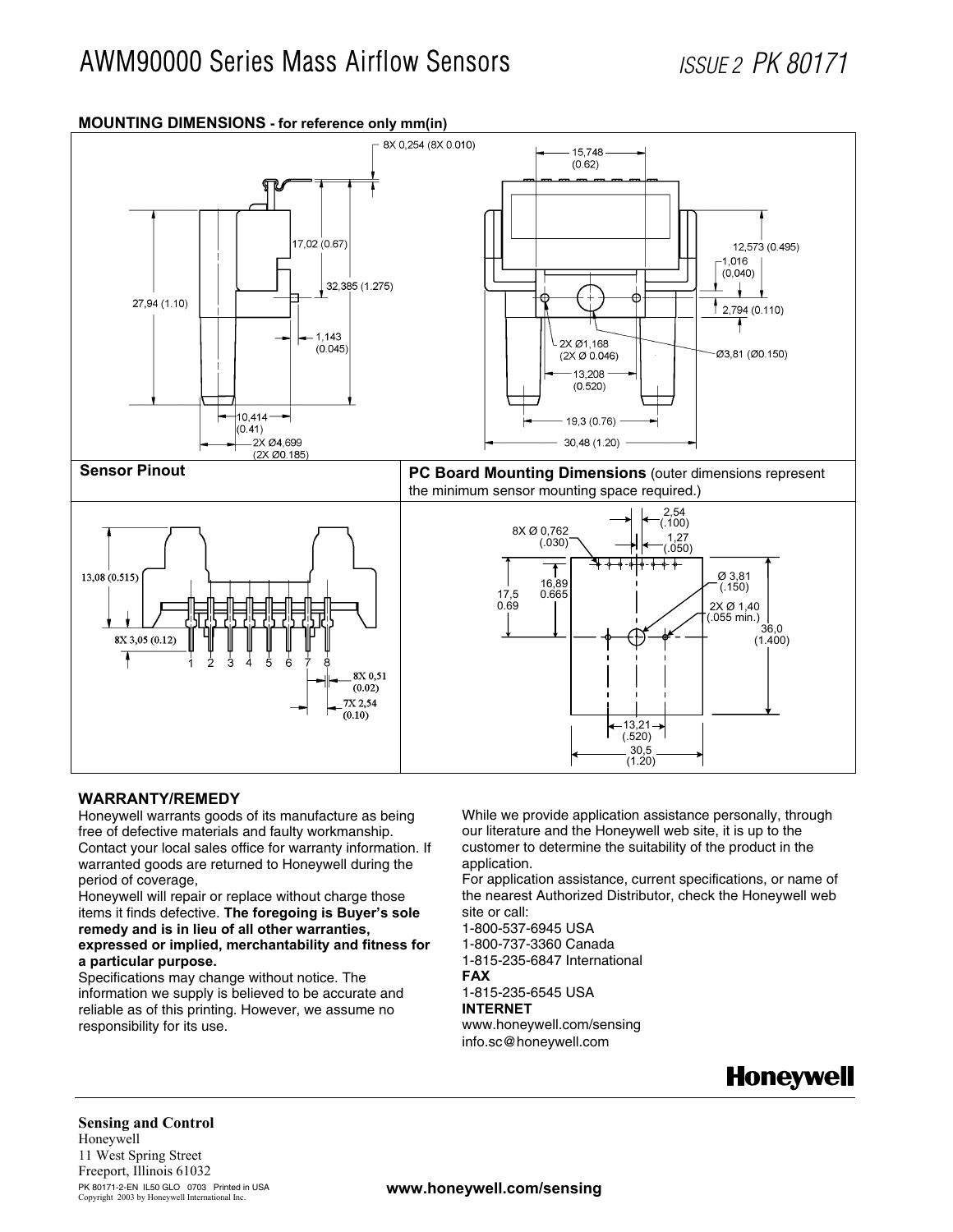**MOUNTING DIMENSIONS - for reference only mm(in)**

8X 0,254 (8X 0.010)
15,748
(0.62)
17,02 (0.67)
32,385 (1.275)
27,94 (1.10)
1,143
(0.045)
10,414
(0.41)
2X Ø4,699
(2X Ø0.185)
12,573 (0.495)
1,016
(0,040)
2,794 (0.110)
2X Ø1,168
(2X Ø 0.046)
Ø3,81 (Ø0.150)
13,208
(0.520)
19,3 (0.76)
30,48 (1.20)

**Sensor Pinout**

13,08 (0.515)
8X 3,05 (0.12)
1 2 3 4 5 6 7 8
8X 0,51
(0.02)
7X 2,54
(0.10)

**PC Board Mounting Dimensions** (outer dimensions represent the minimum sensor mounting space required.)

2,54
(.100)
8X Ø 0,762
(.030)
1,27
(.050)
17,5
0.69
16,89
0.665
Ø 3,81
(.150)
2X Ø 1,40
(.055 min.)
36,0
(1.400)
13,21
(.520)
30,5
(1.20)

## WARRANTY/REMEDY

Honeywell warrants goods of its manufacture as being free of defective materials and faulty workmanship. Contact your local sales office for warranty information. If warranted goods are returned to Honeywell during the period of coverage,
Honeywell will repair or replace without charge those items it finds defective. **The foregoing is Buyer's sole remedy and is in lieu of all other warranties, expressed or implied, merchantability and fitness for a particular purpose.**
Specifications may change without notice. The information we supply is believed to be accurate and reliable as of this printing. However, we assume no responsibility for its use.

While we provide application assistance personally, through our literature and the Honeywell web site, it is up to the customer to determine the suitability of the product in the application.
For application assistance, current specifications, or name of the nearest Authorized Distributor, check the Honeywell web site or call:
1-800-537-6945 USA
1-800-737-3360 Canada
1-815-235-6847 International
**FAX**
1-815-235-6545 USA
**INTERNET**
www.honeywell.com/sensing
info.sc@honeywell.com

**Honeywell**

**Sensing and Control**
Honeywell
11 West Spring Street
Freeport, Illinois 61032
PK 80171-2-EN IL50 GLO 0703 Printed in USA
Copyright 2003 by Honeywell International Inc.

**www.honeywell.com/sensing**